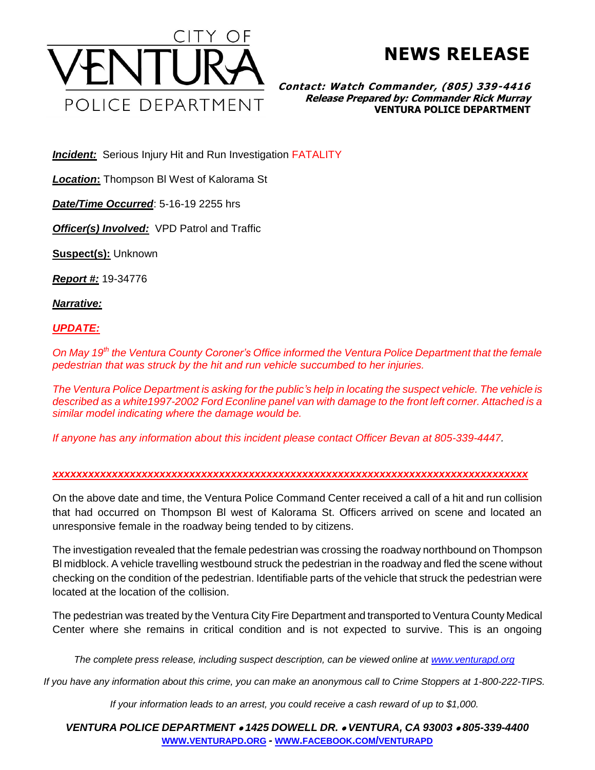CITY OF VENTURA POLICE DEPARTMENT

# NEWS RELEASE

***Contact: Watch Commander, (805) 339-4416***
***Release Prepared by: Commander Rick Murray***
**VENTURA POLICE DEPARTMENT**

***Incident:*** Serious Injury Hit and Run Investigation FATALITY

***Location*:** Thompson Bl West of Kalorama St

***Date/Time Occurred***: 5-16-19 2255 hrs

***Officer(s) Involved:*** VPD Patrol and Traffic

**Suspect(s):** Unknown

***Report #:*** 19-34776

***Narrative:***

***UPDATE:***

*On May 19th the Ventura County Coroner's Office informed the Ventura Police Department that the female pedestrian that was struck by the hit and run vehicle succumbed to her injuries.*

*The Ventura Police Department is asking for the public's help in locating the suspect vehicle. The vehicle is described as a white1997-2002 Ford Econline panel van with damage to the front left corner. Attached is a similar model indicating where the damage would be.*

*If anyone has any information about this incident please contact Officer Bevan at 805-339-4447.*

***xxxxxxxxxxxxxxxxxxxxxxxxxxxxxxxxxxxxxxxxxxxxxxxxxxxxxxxxxxxxxxxxxxxxxxxxxxxxxxxx***

On the above date and time, the Ventura Police Command Center received a call of a hit and run collision that had occurred on Thompson Bl west of Kalorama St. Officers arrived on scene and located an unresponsive female in the roadway being tended to by citizens.

The investigation revealed that the female pedestrian was crossing the roadway northbound on Thompson Bl midblock. A vehicle travelling westbound struck the pedestrian in the roadway and fled the scene without checking on the condition of the pedestrian. Identifiable parts of the vehicle that struck the pedestrian were located at the location of the collision.

The pedestrian was treated by the Ventura City Fire Department and transported to Ventura County Medical Center where she remains in critical condition and is not expected to survive. This is an ongoing

*The complete press release, including suspect description, can be viewed online at www.venturapd.org*

*If you have any information about this crime, you can make an anonymous call to Crime Stoppers at 1-800-222-TIPS.*

*If your information leads to an arrest, you could receive a cash reward of up to $1,000.*

***VENTURA POLICE DEPARTMENT • 1425 DOWELL DR. • VENTURA, CA 93003 • 805-339-4400***
**WWW.VENTURAPD.ORG - WWW.FACEBOOK.COM/VENTURAPD**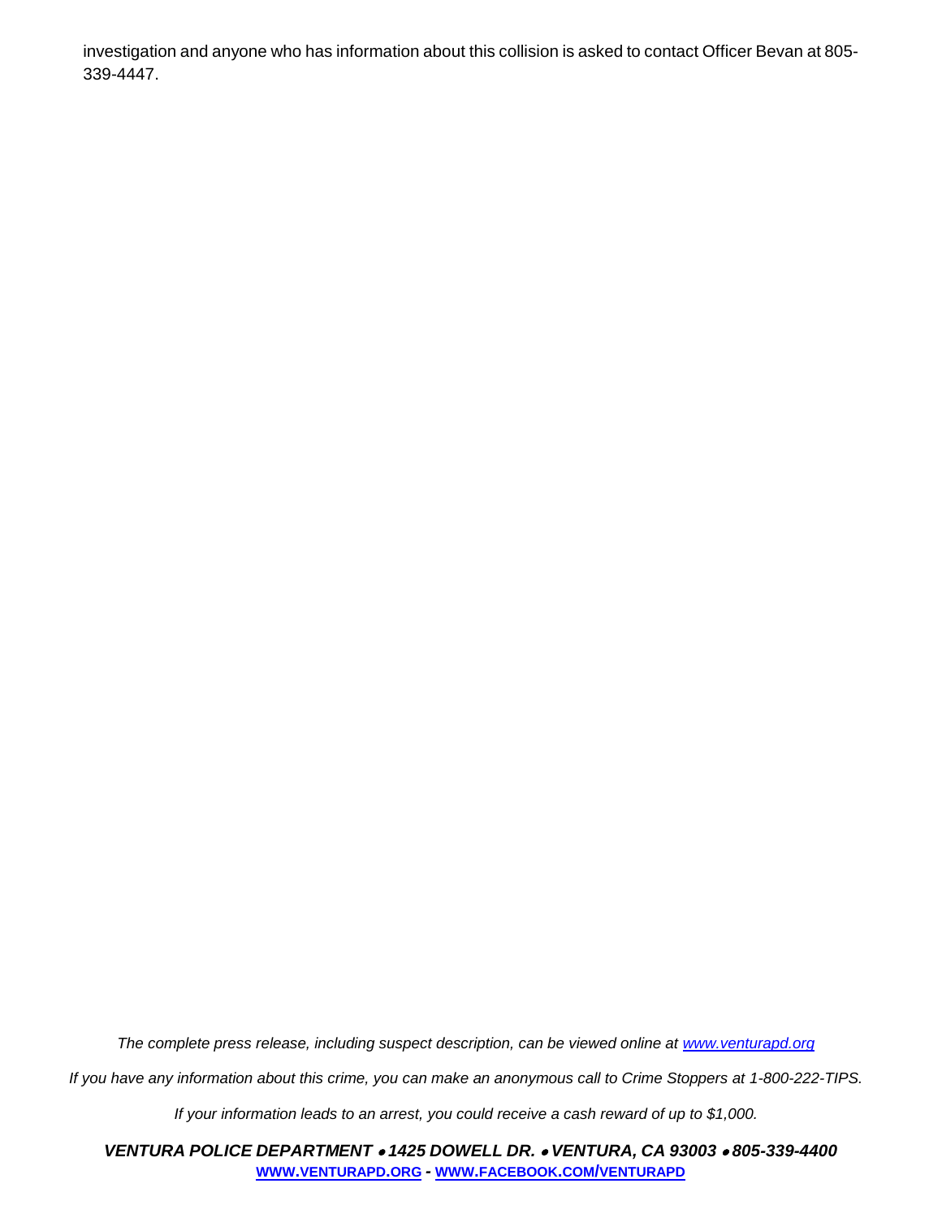investigation and anyone who has information about this collision is asked to contact Officer Bevan at 805-339-4447.

*The complete press release, including suspect description, can be viewed online at [www.venturapd.org](http://www.venturapd.org)*

*If you have any information about this crime, you can make an anonymous call to Crime Stoppers at 1-800-222-TIPS.*

*If your information leads to an arrest, you could receive a cash reward of up to $1,000.*

***VENTURA POLICE DEPARTMENT • 1425 DOWELL DR. • VENTURA, CA 93003 • 805-339-4400***

**[WWW.VENTURAPD.ORG](http://www.venturapd.org) - [WWW.FACEBOOK.COM/VENTURAPD](http://www.facebook.com/venturapd)**